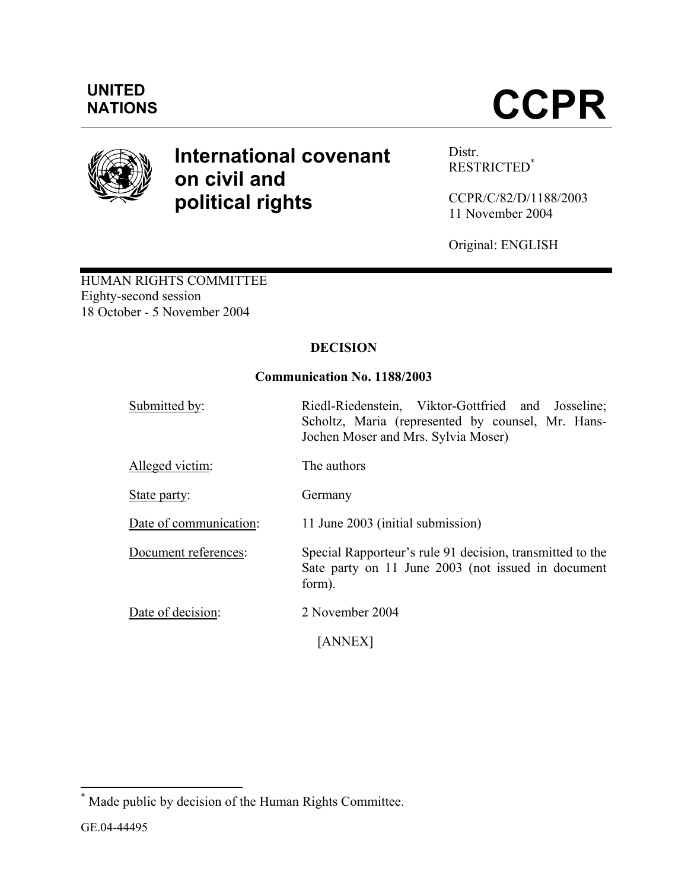UNITED NATIONS

# CCPR

## International covenant on civil and political rights

Distr.
RESTRICTED[*]

CCPR/C/82/D/1188/2003
11 November 2004

Original: ENGLISH

HUMAN RIGHTS COMMITTEE
Eighty-second session
18 October - 5 November 2004

**DECISION**

**Communication No. 1188/2003**

| | |
|---|---|
| Submitted by: | Riedl-Riedenstein, Viktor-Gottfried and Josseline; Scholtz, Maria (represented by counsel, Mr. Hans-Jochen Moser and Mrs. Sylvia Moser) |
| Alleged victim: | The authors |
| State party: | Germany |
| Date of communication: | 11 June 2003 (initial submission) |
| Document references: | Special Rapporteur's rule 91 decision, transmitted to the Sate party on 11 June 2003 (not issued in document form). |
| Date of decision: | 2 November 2004 |

[ANNEX]

[*] Made public by decision of the Human Rights Committee.

GE.04-44495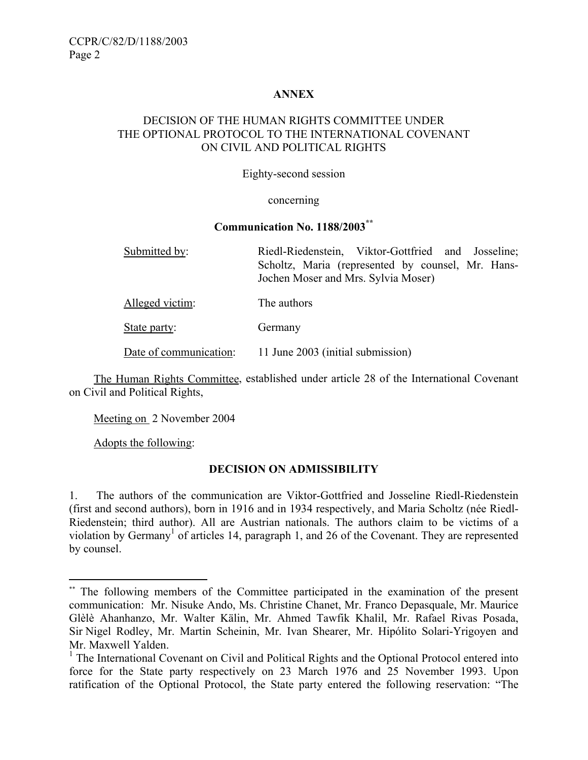**ANNEX**

DECISION OF THE HUMAN RIGHTS COMMITTEE UNDER THE OPTIONAL PROTOCOL TO THE INTERNATIONAL COVENANT ON CIVIL AND POLITICAL RIGHTS

Eighty-second session

concerning

**Communication No. 1188/2003**[**]

| | |
|---|---|
| Submitted by: | Riedl-Riedenstein, Viktor-Gottfried and Josseline; Scholtz, Maria (represented by counsel, Mr. Hans-Jochen Moser and Mrs. Sylvia Moser) |
| Alleged victim: | The authors |
| State party: | Germany |
| Date of communication: | 11 June 2003 (initial submission) |

The Human Rights Committee, established under article 28 of the International Covenant on Civil and Political Rights,

Meeting on 2 November 2004

Adopts the following:

**DECISION ON ADMISSIBILITY**

1. The authors of the communication are Viktor-Gottfried and Josseline Riedl-Riedenstein (first and second authors), born in 1916 and in 1934 respectively, and Maria Scholtz (née Riedl-Riedenstein; third author). All are Austrian nationals. The authors claim to be victims of a violation by Germany[1] of articles 14, paragraph 1, and 26 of the Covenant. They are represented by counsel.

---

[**] The following members of the Committee participated in the examination of the present communication: Mr. Nisuke Ando, Ms. Christine Chanet, Mr. Franco Depasquale, Mr. Maurice Glèlè Ahanhanzo, Mr. Walter Kälin, Mr. Ahmed Tawfik Khalil, Mr. Rafael Rivas Posada, Sir Nigel Rodley, Mr. Martin Scheinin, Mr. Ivan Shearer, Mr. Hipólito Solari-Yrigoyen and Mr. Maxwell Yalden.

[1] The International Covenant on Civil and Political Rights and the Optional Protocol entered into force for the State party respectively on 23 March 1976 and 25 November 1993. Upon ratification of the Optional Protocol, the State party entered the following reservation: "The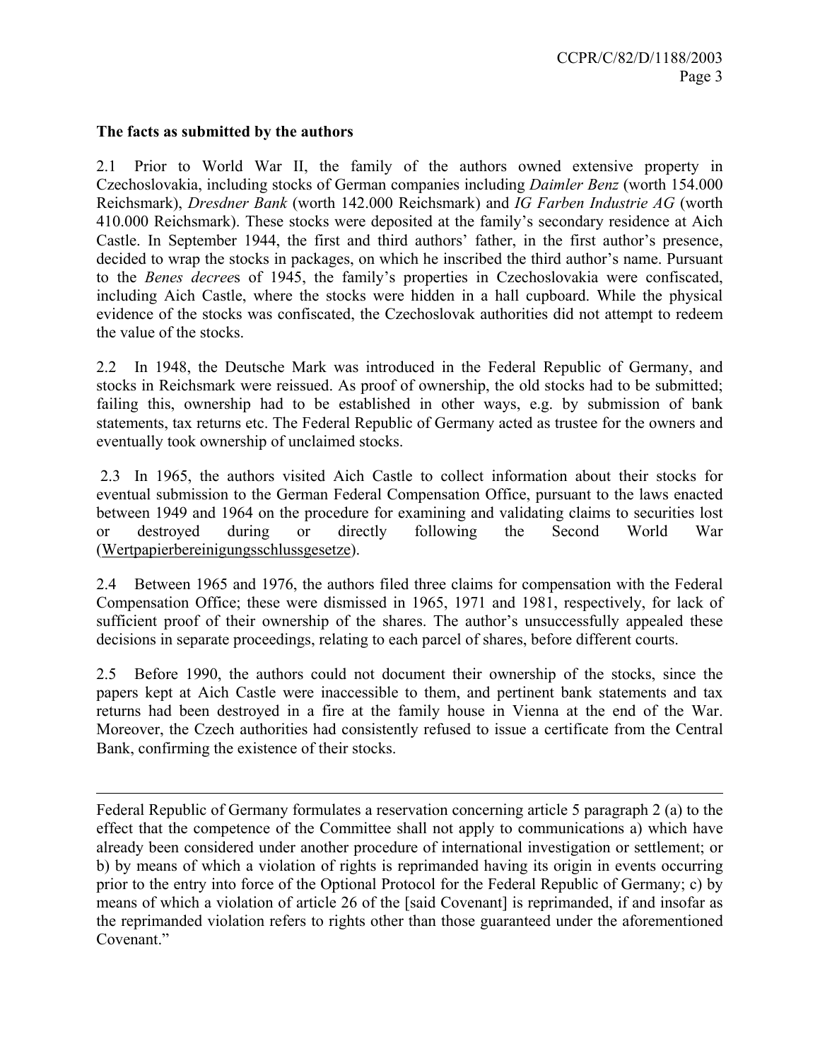**The facts as submitted by the authors**

2.1 Prior to World War II, the family of the authors owned extensive property in Czechoslovakia, including stocks of German companies including *Daimler Benz* (worth 154.000 Reichsmark), *Dresdner Bank* (worth 142.000 Reichsmark) and *IG Farben Industrie AG* (worth 410.000 Reichsmark). These stocks were deposited at the family's secondary residence at Aich Castle. In September 1944, the first and third authors' father, in the first author's presence, decided to wrap the stocks in packages, on which he inscribed the third author's name. Pursuant to the *Benes decree*s of 1945, the family's properties in Czechoslovakia were confiscated, including Aich Castle, where the stocks were hidden in a hall cupboard. While the physical evidence of the stocks was confiscated, the Czechoslovak authorities did not attempt to redeem the value of the stocks.

2.2 In 1948, the Deutsche Mark was introduced in the Federal Republic of Germany, and stocks in Reichsmark were reissued. As proof of ownership, the old stocks had to be submitted; failing this, ownership had to be established in other ways, e.g. by submission of bank statements, tax returns etc. The Federal Republic of Germany acted as trustee for the owners and eventually took ownership of unclaimed stocks.

2.3 In 1965, the authors visited Aich Castle to collect information about their stocks for eventual submission to the German Federal Compensation Office, pursuant to the laws enacted between 1949 and 1964 on the procedure for examining and validating claims to securities lost or destroyed during or directly following the Second World War (Wertpapierbereinigungsschlussgesetze).

2.4 Between 1965 and 1976, the authors filed three claims for compensation with the Federal Compensation Office; these were dismissed in 1965, 1971 and 1981, respectively, for lack of sufficient proof of their ownership of the shares. The author's unsuccessfully appealed these decisions in separate proceedings, relating to each parcel of shares, before different courts.

2.5 Before 1990, the authors could not document their ownership of the stocks, since the papers kept at Aich Castle were inaccessible to them, and pertinent bank statements and tax returns had been destroyed in a fire at the family house in Vienna at the end of the War. Moreover, the Czech authorities had consistently refused to issue a certificate from the Central Bank, confirming the existence of their stocks.

---

Federal Republic of Germany formulates a reservation concerning article 5 paragraph 2 (a) to the effect that the competence of the Committee shall not apply to communications a) which have already been considered under another procedure of international investigation or settlement; or b) by means of which a violation of rights is reprimanded having its origin in events occurring prior to the entry into force of the Optional Protocol for the Federal Republic of Germany; c) by means of which a violation of article 26 of the [said Covenant] is reprimanded, if and insofar as the reprimanded violation refers to rights other than those guaranteed under the aforementioned Covenant."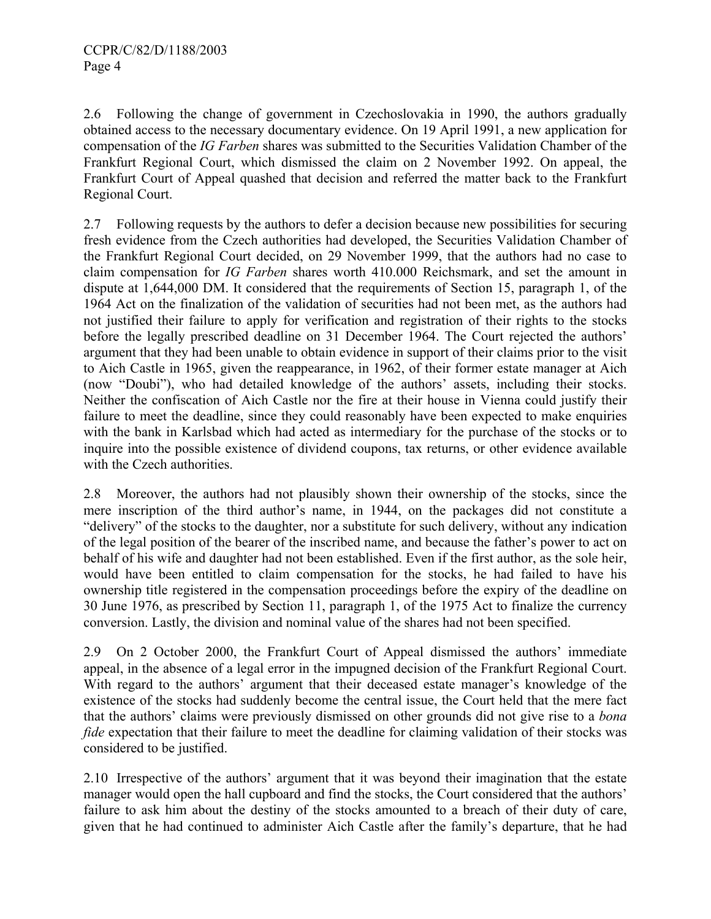2.6 Following the change of government in Czechoslovakia in 1990, the authors gradually obtained access to the necessary documentary evidence. On 19 April 1991, a new application for compensation of the *IG Farben* shares was submitted to the Securities Validation Chamber of the Frankfurt Regional Court, which dismissed the claim on 2 November 1992. On appeal, the Frankfurt Court of Appeal quashed that decision and referred the matter back to the Frankfurt Regional Court.

2.7 Following requests by the authors to defer a decision because new possibilities for securing fresh evidence from the Czech authorities had developed, the Securities Validation Chamber of the Frankfurt Regional Court decided, on 29 November 1999, that the authors had no case to claim compensation for *IG Farben* shares worth 410.000 Reichsmark, and set the amount in dispute at 1,644,000 DM. It considered that the requirements of Section 15, paragraph 1, of the 1964 Act on the finalization of the validation of securities had not been met, as the authors had not justified their failure to apply for verification and registration of their rights to the stocks before the legally prescribed deadline on 31 December 1964. The Court rejected the authors' argument that they had been unable to obtain evidence in support of their claims prior to the visit to Aich Castle in 1965, given the reappearance, in 1962, of their former estate manager at Aich (now "Doubi"), who had detailed knowledge of the authors' assets, including their stocks. Neither the confiscation of Aich Castle nor the fire at their house in Vienna could justify their failure to meet the deadline, since they could reasonably have been expected to make enquiries with the bank in Karlsbad which had acted as intermediary for the purchase of the stocks or to inquire into the possible existence of dividend coupons, tax returns, or other evidence available with the Czech authorities.

2.8 Moreover, the authors had not plausibly shown their ownership of the stocks, since the mere inscription of the third author's name, in 1944, on the packages did not constitute a "delivery" of the stocks to the daughter, nor a substitute for such delivery, without any indication of the legal position of the bearer of the inscribed name, and because the father's power to act on behalf of his wife and daughter had not been established. Even if the first author, as the sole heir, would have been entitled to claim compensation for the stocks, he had failed to have his ownership title registered in the compensation proceedings before the expiry of the deadline on 30 June 1976, as prescribed by Section 11, paragraph 1, of the 1975 Act to finalize the currency conversion. Lastly, the division and nominal value of the shares had not been specified.

2.9 On 2 October 2000, the Frankfurt Court of Appeal dismissed the authors' immediate appeal, in the absence of a legal error in the impugned decision of the Frankfurt Regional Court. With regard to the authors' argument that their deceased estate manager's knowledge of the existence of the stocks had suddenly become the central issue, the Court held that the mere fact that the authors' claims were previously dismissed on other grounds did not give rise to a *bona fide* expectation that their failure to meet the deadline for claiming validation of their stocks was considered to be justified.

2.10 Irrespective of the authors' argument that it was beyond their imagination that the estate manager would open the hall cupboard and find the stocks, the Court considered that the authors' failure to ask him about the destiny of the stocks amounted to a breach of their duty of care, given that he had continued to administer Aich Castle after the family's departure, that he had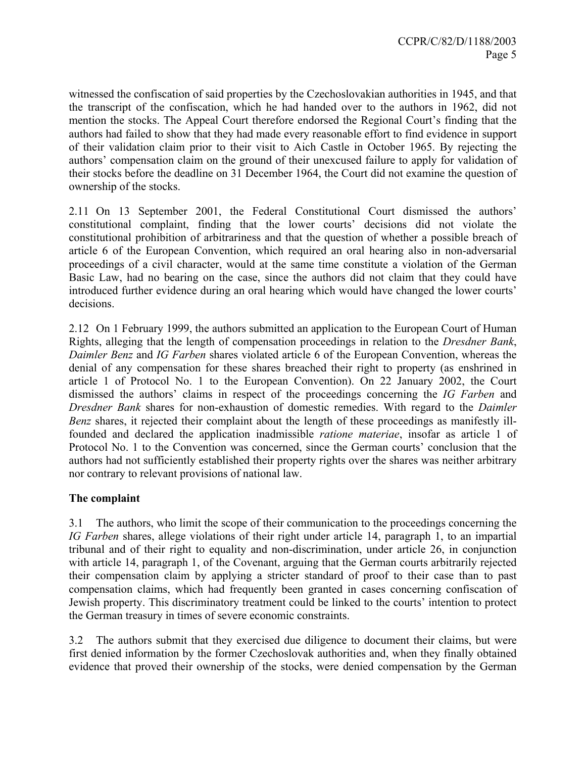witnessed the confiscation of said properties by the Czechoslovakian authorities in 1945, and that the transcript of the confiscation, which he had handed over to the authors in 1962, did not mention the stocks. The Appeal Court therefore endorsed the Regional Court's finding that the authors had failed to show that they had made every reasonable effort to find evidence in support of their validation claim prior to their visit to Aich Castle in October 1965. By rejecting the authors' compensation claim on the ground of their unexcused failure to apply for validation of their stocks before the deadline on 31 December 1964, the Court did not examine the question of ownership of the stocks.

2.11 On 13 September 2001, the Federal Constitutional Court dismissed the authors' constitutional complaint, finding that the lower courts' decisions did not violate the constitutional prohibition of arbitrariness and that the question of whether a possible breach of article 6 of the European Convention, which required an oral hearing also in non-adversarial proceedings of a civil character, would at the same time constitute a violation of the German Basic Law, had no bearing on the case, since the authors did not claim that they could have introduced further evidence during an oral hearing which would have changed the lower courts' decisions.

2.12 On 1 February 1999, the authors submitted an application to the European Court of Human Rights, alleging that the length of compensation proceedings in relation to the *Dresdner Bank*, *Daimler Benz* and *IG Farben* shares violated article 6 of the European Convention, whereas the denial of any compensation for these shares breached their right to property (as enshrined in article 1 of Protocol No. 1 to the European Convention). On 22 January 2002, the Court dismissed the authors' claims in respect of the proceedings concerning the *IG Farben* and *Dresdner Bank* shares for non-exhaustion of domestic remedies. With regard to the *Daimler Benz* shares, it rejected their complaint about the length of these proceedings as manifestly ill-founded and declared the application inadmissible *ratione materiae*, insofar as article 1 of Protocol No. 1 to the Convention was concerned, since the German courts' conclusion that the authors had not sufficiently established their property rights over the shares was neither arbitrary nor contrary to relevant provisions of national law.

**The complaint**

3.1 The authors, who limit the scope of their communication to the proceedings concerning the *IG Farben* shares, allege violations of their right under article 14, paragraph 1, to an impartial tribunal and of their right to equality and non-discrimination, under article 26, in conjunction with article 14, paragraph 1, of the Covenant, arguing that the German courts arbitrarily rejected their compensation claim by applying a stricter standard of proof to their case than to past compensation claims, which had frequently been granted in cases concerning confiscation of Jewish property. This discriminatory treatment could be linked to the courts' intention to protect the German treasury in times of severe economic constraints.

3.2 The authors submit that they exercised due diligence to document their claims, but were first denied information by the former Czechoslovak authorities and, when they finally obtained evidence that proved their ownership of the stocks, were denied compensation by the German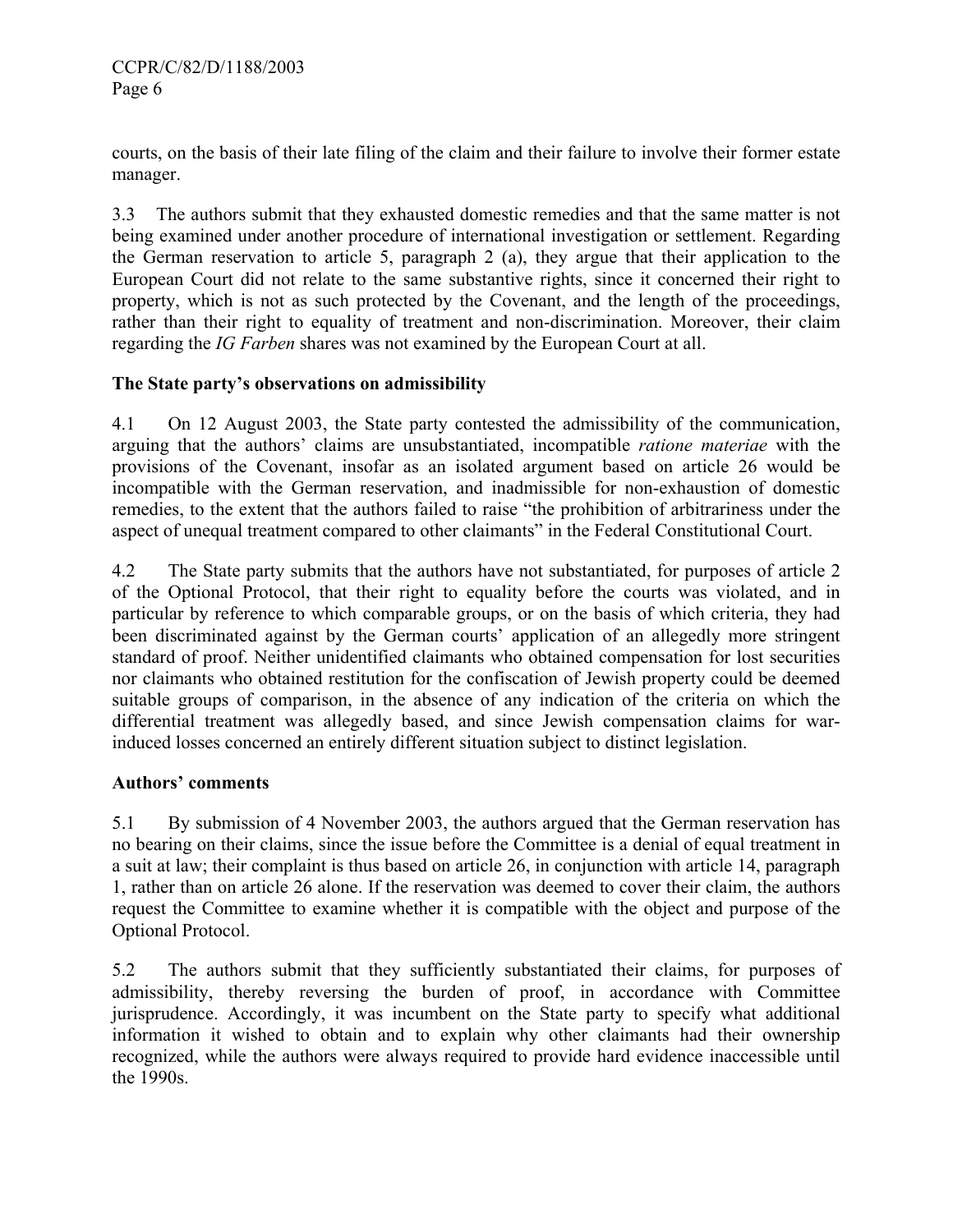courts, on the basis of their late filing of the claim and their failure to involve their former estate manager.

3.3 The authors submit that they exhausted domestic remedies and that the same matter is not being examined under another procedure of international investigation or settlement. Regarding the German reservation to article 5, paragraph 2 (a), they argue that their application to the European Court did not relate to the same substantive rights, since it concerned their right to property, which is not as such protected by the Covenant, and the length of the proceedings, rather than their right to equality of treatment and non-discrimination. Moreover, their claim regarding the *IG Farben* shares was not examined by the European Court at all.

### The State party's observations on admissibility

4.1 On 12 August 2003, the State party contested the admissibility of the communication, arguing that the authors' claims are unsubstantiated, incompatible *ratione materiae* with the provisions of the Covenant, insofar as an isolated argument based on article 26 would be incompatible with the German reservation, and inadmissible for non-exhaustion of domestic remedies, to the extent that the authors failed to raise "the prohibition of arbitrariness under the aspect of unequal treatment compared to other claimants" in the Federal Constitutional Court.

4.2 The State party submits that the authors have not substantiated, for purposes of article 2 of the Optional Protocol, that their right to equality before the courts was violated, and in particular by reference to which comparable groups, or on the basis of which criteria, they had been discriminated against by the German courts' application of an allegedly more stringent standard of proof. Neither unidentified claimants who obtained compensation for lost securities nor claimants who obtained restitution for the confiscation of Jewish property could be deemed suitable groups of comparison, in the absence of any indication of the criteria on which the differential treatment was allegedly based, and since Jewish compensation claims for war-induced losses concerned an entirely different situation subject to distinct legislation.

### Authors' comments

5.1 By submission of 4 November 2003, the authors argued that the German reservation has no bearing on their claims, since the issue before the Committee is a denial of equal treatment in a suit at law; their complaint is thus based on article 26, in conjunction with article 14, paragraph 1, rather than on article 26 alone. If the reservation was deemed to cover their claim, the authors request the Committee to examine whether it is compatible with the object and purpose of the Optional Protocol.

5.2 The authors submit that they sufficiently substantiated their claims, for purposes of admissibility, thereby reversing the burden of proof, in accordance with Committee jurisprudence. Accordingly, it was incumbent on the State party to specify what additional information it wished to obtain and to explain why other claimants had their ownership recognized, while the authors were always required to provide hard evidence inaccessible until the 1990s.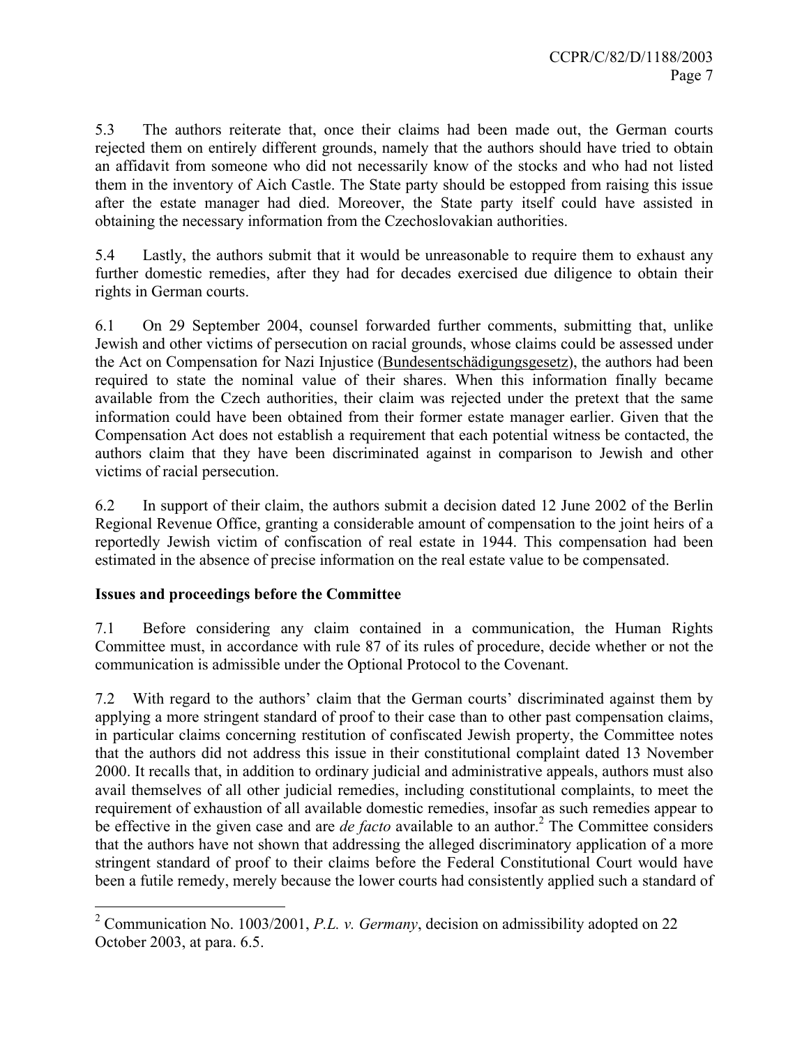5.3 The authors reiterate that, once their claims had been made out, the German courts rejected them on entirely different grounds, namely that the authors should have tried to obtain an affidavit from someone who did not necessarily know of the stocks and who had not listed them in the inventory of Aich Castle. The State party should be estopped from raising this issue after the estate manager had died. Moreover, the State party itself could have assisted in obtaining the necessary information from the Czechoslovakian authorities.

5.4 Lastly, the authors submit that it would be unreasonable to require them to exhaust any further domestic remedies, after they had for decades exercised due diligence to obtain their rights in German courts.

6.1 On 29 September 2004, counsel forwarded further comments, submitting that, unlike Jewish and other victims of persecution on racial grounds, whose claims could be assessed under the Act on Compensation for Nazi Injustice (Bundesentschädigungsgesetz), the authors had been required to state the nominal value of their shares. When this information finally became available from the Czech authorities, their claim was rejected under the pretext that the same information could have been obtained from their former estate manager earlier. Given that the Compensation Act does not establish a requirement that each potential witness be contacted, the authors claim that they have been discriminated against in comparison to Jewish and other victims of racial persecution.

6.2 In support of their claim, the authors submit a decision dated 12 June 2002 of the Berlin Regional Revenue Office, granting a considerable amount of compensation to the joint heirs of a reportedly Jewish victim of confiscation of real estate in 1944. This compensation had been estimated in the absence of precise information on the real estate value to be compensated.

**Issues and proceedings before the Committee**

7.1 Before considering any claim contained in a communication, the Human Rights Committee must, in accordance with rule 87 of its rules of procedure, decide whether or not the communication is admissible under the Optional Protocol to the Covenant.

7.2 With regard to the authors' claim that the German courts' discriminated against them by applying a more stringent standard of proof to their case than to other past compensation claims, in particular claims concerning restitution of confiscated Jewish property, the Committee notes that the authors did not address this issue in their constitutional complaint dated 13 November 2000. It recalls that, in addition to ordinary judicial and administrative appeals, authors must also avail themselves of all other judicial remedies, including constitutional complaints, to meet the requirement of exhaustion of all available domestic remedies, insofar as such remedies appear to be effective in the given case and are *de facto* available to an author.[2] The Committee considers that the authors have not shown that addressing the alleged discriminatory application of a more stringent standard of proof to their claims before the Federal Constitutional Court would have been a futile remedy, merely because the lower courts had consistently applied such a standard of

---

[2] Communication No. 1003/2001, *P.L. v. Germany*, decision on admissibility adopted on 22 October 2003, at para. 6.5.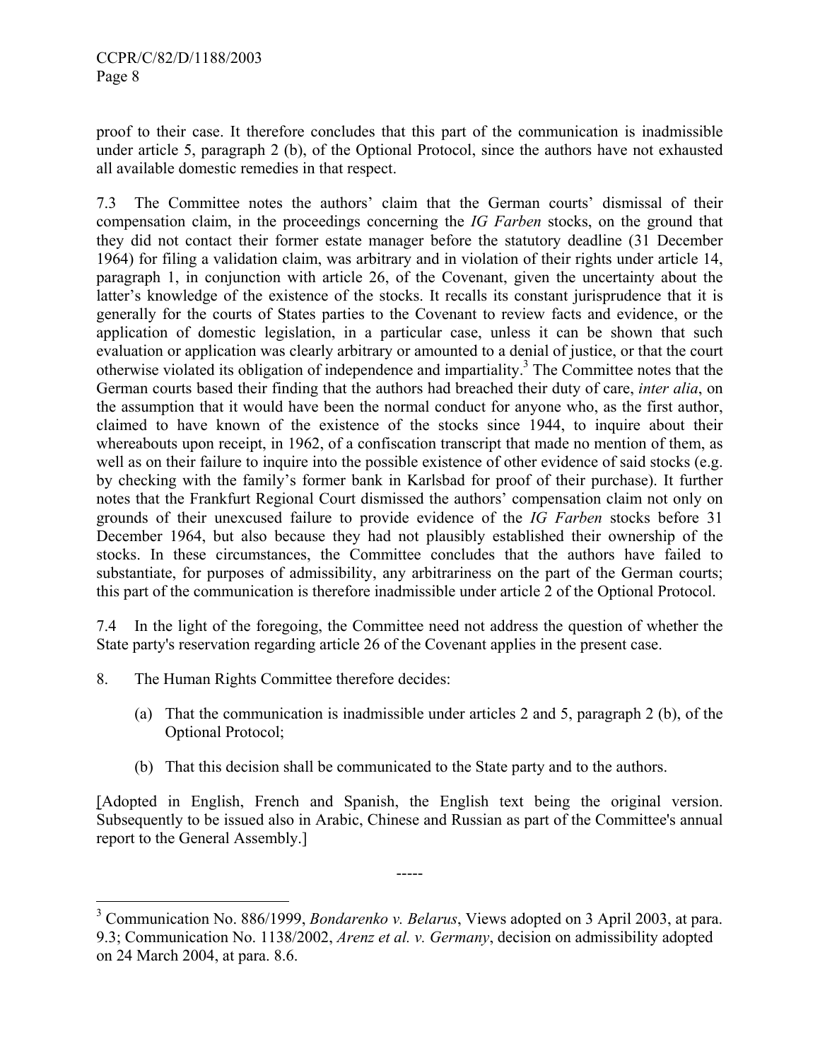proof to their case. It therefore concludes that this part of the communication is inadmissible under article 5, paragraph 2 (b), of the Optional Protocol, since the authors have not exhausted all available domestic remedies in that respect.

7.3 The Committee notes the authors' claim that the German courts' dismissal of their compensation claim, in the proceedings concerning the *IG Farben* stocks, on the ground that they did not contact their former estate manager before the statutory deadline (31 December 1964) for filing a validation claim, was arbitrary and in violation of their rights under article 14, paragraph 1, in conjunction with article 26, of the Covenant, given the uncertainty about the latter's knowledge of the existence of the stocks. It recalls its constant jurisprudence that it is generally for the courts of States parties to the Covenant to review facts and evidence, or the application of domestic legislation, in a particular case, unless it can be shown that such evaluation or application was clearly arbitrary or amounted to a denial of justice, or that the court otherwise violated its obligation of independence and impartiality.[3] The Committee notes that the German courts based their finding that the authors had breached their duty of care, *inter alia*, on the assumption that it would have been the normal conduct for anyone who, as the first author, claimed to have known of the existence of the stocks since 1944, to inquire about their whereabouts upon receipt, in 1962, of a confiscation transcript that made no mention of them, as well as on their failure to inquire into the possible existence of other evidence of said stocks (e.g. by checking with the family's former bank in Karlsbad for proof of their purchase). It further notes that the Frankfurt Regional Court dismissed the authors' compensation claim not only on grounds of their unexcused failure to provide evidence of the *IG Farben* stocks before 31 December 1964, but also because they had not plausibly established their ownership of the stocks. In these circumstances, the Committee concludes that the authors have failed to substantiate, for purposes of admissibility, any arbitrariness on the part of the German courts; this part of the communication is therefore inadmissible under article 2 of the Optional Protocol.

7.4 In the light of the foregoing, the Committee need not address the question of whether the State party's reservation regarding article 26 of the Covenant applies in the present case.

8. The Human Rights Committee therefore decides:

(a) That the communication is inadmissible under articles 2 and 5, paragraph 2 (b), of the Optional Protocol;

(b) That this decision shall be communicated to the State party and to the authors.

[Adopted in English, French and Spanish, the English text being the original version. Subsequently to be issued also in Arabic, Chinese and Russian as part of the Committee's annual report to the General Assembly.]

-----

[3] Communication No. 886/1999, *Bondarenko v. Belarus*, Views adopted on 3 April 2003, at para. 9.3; Communication No. 1138/2002, *Arenz et al. v. Germany*, decision on admissibility adopted on 24 March 2004, at para. 8.6.